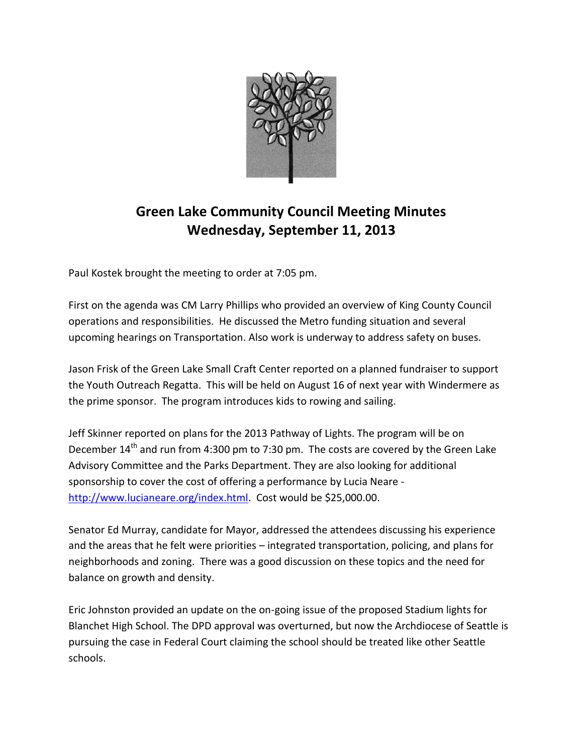# Green Lake Community Council Meeting Minutes
# Wednesday, September 11, 2013

Paul Kostek brought the meeting to order at 7:05 pm.

First on the agenda was CM Larry Phillips who provided an overview of King County Council operations and responsibilities. He discussed the Metro funding situation and several upcoming hearings on Transportation. Also work is underway to address safety on buses.

Jason Frisk of the Green Lake Small Craft Center reported on a planned fundraiser to support the Youth Outreach Regatta. This will be held on August 16 of next year with Windermere as the prime sponsor. The program introduces kids to rowing and sailing.

Jeff Skinner reported on plans for the 2013 Pathway of Lights. The program will be on December 14th and run from 4:300 pm to 7:30 pm. The costs are covered by the Green Lake Advisory Committee and the Parks Department. They are also looking for additional sponsorship to cover the cost of offering a performance by Lucia Neare - http://www.lucianeare.org/index.html. Cost would be $25,000.00.

Senator Ed Murray, candidate for Mayor, addressed the attendees discussing his experience and the areas that he felt were priorities – integrated transportation, policing, and plans for neighborhoods and zoning. There was a good discussion on these topics and the need for balance on growth and density.

Eric Johnston provided an update on the on-going issue of the proposed Stadium lights for Blanchet High School. The DPD approval was overturned, but now the Archdiocese of Seattle is pursuing the case in Federal Court claiming the school should be treated like other Seattle schools.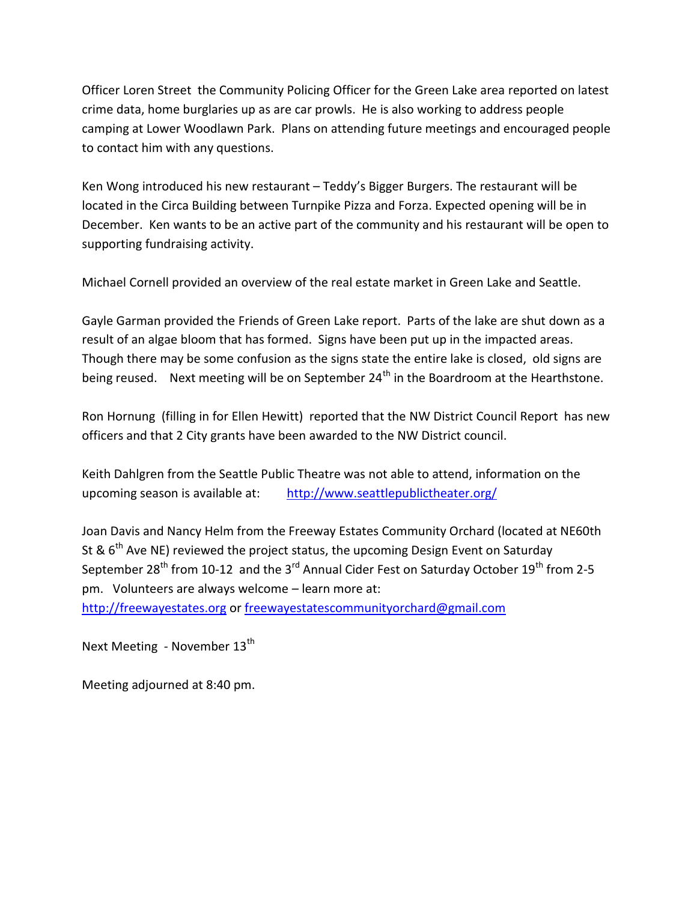Officer Loren Street the Community Policing Officer for the Green Lake area reported on latest crime data, home burglaries up as are car prowls. He is also working to address people camping at Lower Woodlawn Park. Plans on attending future meetings and encouraged people to contact him with any questions.

Ken Wong introduced his new restaurant – Teddy's Bigger Burgers. The restaurant will be located in the Circa Building between Turnpike Pizza and Forza. Expected opening will be in December. Ken wants to be an active part of the community and his restaurant will be open to supporting fundraising activity.

Michael Cornell provided an overview of the real estate market in Green Lake and Seattle.

Gayle Garman provided the Friends of Green Lake report. Parts of the lake are shut down as a result of an algae bloom that has formed. Signs have been put up in the impacted areas. Though there may be some confusion as the signs state the entire lake is closed, old signs are being reused. Next meeting will be on September 24th in the Boardroom at the Hearthstone.

Ron Hornung (filling in for Ellen Hewitt) reported that the NW District Council Report has new officers and that 2 City grants have been awarded to the NW District council.

Keith Dahlgren from the Seattle Public Theatre was not able to attend, information on the upcoming season is available at: http://www.seattlepublictheater.org/

Joan Davis and Nancy Helm from the Freeway Estates Community Orchard (located at NE60th St & 6th Ave NE) reviewed the project status, the upcoming Design Event on Saturday September 28th from 10-12 and the 3rd Annual Cider Fest on Saturday October 19th from 2-5 pm. Volunteers are always welcome – learn more at:
http://freewayestates.org or freewayestatescommunityorchard@gmail.com

Next Meeting - November 13th

Meeting adjourned at 8:40 pm.